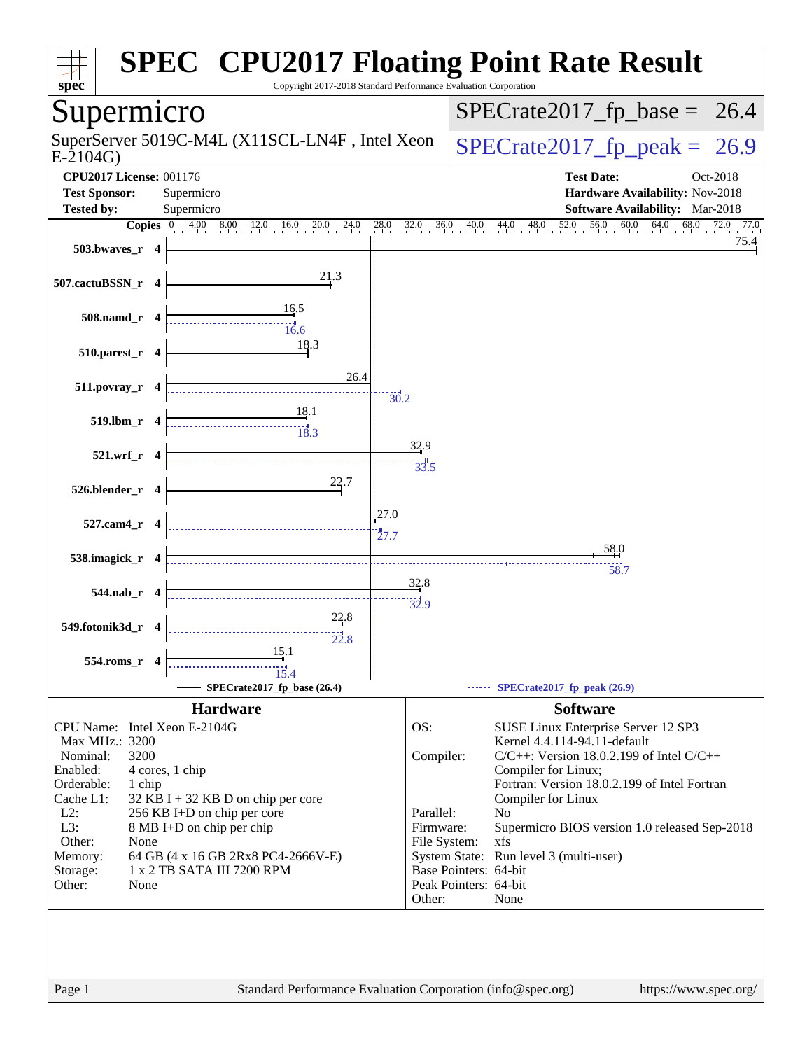# SPEC CPU2017 Floating Point Rate Result

Copyright 2017-2018 Standard Performance Evaluation Corporation

## Supermicro

SuperServer 5019C-M4L (X11SCL-LN4F , Intel Xeon E-2104G)

SPECrate2017_fp_base = 26.4

SPECrate2017_fp_peak = 26.9

**CPU2017 License:** 001176
**Test Sponsor:** Supermicro
**Tested by:** Supermicro

**Test Date:** Oct-2018
**Hardware Availability:** Nov-2018
**Software Availability:** Mar-2018

| Benchmark | Copies | Base | Peak |
|---|---|---|---|
| 503.bwaves_r | 4 | 75.4 | |
| 507.cactuBSSN_r | 4 | 21.3 | |
| 508.namd_r | 4 | 16.5 | 16.6 |
| 510.parest_r | 4 | 18.3 | |
| 511.povray_r | 4 | 26.4 | 30.2 |
| 519.lbm_r | 4 | 18.1 | 18.3 |
| 521.wrf_r | 4 | 32.9 | 33.5 |
| 526.blender_r | 4 | 22.7 | |
| 527.cam4_r | 4 | 27.0 | 27.7 |
| 538.imagick_r | 4 | 58.0 | 58.7 |
| 544.nab_r | 4 | 32.8 | 32.9 |
| 549.fotonik3d_r | 4 | 22.8 | 22.8 |
| 554.roms_r | 4 | 15.1 | 15.4 |

SPECrate2017_fp_base (26.4) — SPECrate2017_fp_peak (26.9)

### Hardware

| | |
|---|---|
| CPU Name: | Intel Xeon E-2104G |
| Max MHz.: | 3200 |
| Nominal: | 3200 |
| Enabled: | 4 cores, 1 chip |
| Orderable: | 1 chip |
| Cache L1: | 32 KB I + 32 KB D on chip per core |
| L2: | 256 KB I+D on chip per core |
| L3: | 8 MB I+D on chip per chip |
| Other: | None |
| Memory: | 64 GB (4 x 16 GB 2Rx8 PC4-2666V-E) |
| Storage: | 1 x 2 TB SATA III 7200 RPM |
| Other: | None |

### Software

| | |
|---|---|
| OS: | SUSE Linux Enterprise Server 12 SP3 Kernel 4.4.114-94.11-default |
| Compiler: | C/C++: Version 18.0.2.199 of Intel C/C++ Compiler for Linux; Fortran: Version 18.0.2.199 of Intel Fortran Compiler for Linux |
| Parallel: | No |
| Firmware: | Supermicro BIOS version 1.0 released Sep-2018 |
| File System: | xfs |
| System State: | Run level 3 (multi-user) |
| Base Pointers: | 64-bit |
| Peak Pointers: | 64-bit |
| Other: | None |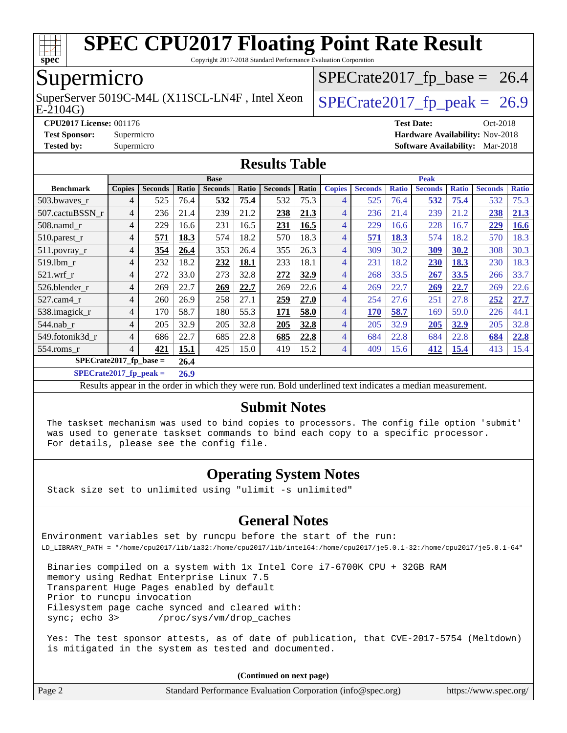# SPEC CPU2017 Floating Point Rate Result

Copyright 2017-2018 Standard Performance Evaluation Corporation

## Supermicro

SuperServer 5019C-M4L (X11SCL-LN4F , Intel Xeon E-2104G)

SPECrate2017_fp_base = 26.4

SPECrate2017_fp_peak = 26.9

**CPU2017 License:** 001176
**Test Sponsor:** Supermicro
**Tested by:** Supermicro

**Test Date:** Oct-2018
**Hardware Availability:** Nov-2018
**Software Availability:** Mar-2018

## Results Table

| | Base | | | | | | | Peak | | | | | | |
|---|---|---|---|---|---|---|---|---|---|---|---|---|---|---|
| **Benchmark** | **Copies** | **Seconds** | **Ratio** | **Seconds** | **Ratio** | **Seconds** | **Ratio** | **Copies** | **Seconds** | **Ratio** | **Seconds** | **Ratio** | **Seconds** | **Ratio** |
| 503.bwaves_r | 4 | 525 | 76.4 | **532** | **75.4** | 532 | 75.3 | 4 | 525 | 76.4 | **532** | **75.4** | 532 | 75.3 |
| 507.cactuBSSN_r | 4 | 236 | 21.4 | 239 | 21.2 | **238** | **21.3** | 4 | 236 | 21.4 | 239 | 21.2 | **238** | **21.3** |
| 508.namd_r | 4 | 229 | 16.6 | 231 | 16.5 | **231** | **16.5** | 4 | 229 | 16.6 | 228 | 16.7 | **229** | **16.6** |
| 510.parest_r | 4 | **571** | **18.3** | 574 | 18.2 | 570 | 18.3 | 4 | **571** | **18.3** | 574 | 18.2 | 570 | 18.3 |
| 511.povray_r | 4 | **354** | **26.4** | 353 | 26.4 | 355 | 26.3 | 4 | 309 | 30.2 | **309** | **30.2** | 308 | 30.3 |
| 519.lbm_r | 4 | 232 | 18.2 | **232** | **18.1** | 233 | 18.1 | 4 | 231 | 18.2 | **230** | **18.3** | 230 | 18.3 |
| 521.wrf_r | 4 | 272 | 33.0 | 273 | 32.8 | **272** | **32.9** | 4 | 268 | 33.5 | **267** | **33.5** | 266 | 33.7 |
| 526.blender_r | 4 | 269 | 22.7 | **269** | **22.7** | 269 | 22.6 | 4 | 269 | 22.7 | **269** | **22.7** | 269 | 22.6 |
| 527.cam4_r | 4 | 260 | 26.9 | 258 | 27.1 | **259** | **27.0** | 4 | 254 | 27.6 | 251 | 27.8 | **252** | **27.7** |
| 538.imagick_r | 4 | 170 | 58.7 | 180 | 55.3 | **171** | **58.0** | 4 | **170** | **58.7** | 169 | 59.0 | 226 | 44.1 |
| 544.nab_r | 4 | 205 | 32.9 | 205 | 32.8 | **205** | **32.8** | 4 | 205 | 32.9 | **205** | **32.9** | 205 | 32.8 |
| 549.fotonik3d_r | 4 | 686 | 22.7 | 685 | 22.8 | **685** | **22.8** | 4 | 684 | 22.8 | 684 | 22.8 | **684** | **22.8** |
| 554.roms_r | 4 | **421** | **15.1** | 425 | 15.0 | 419 | 15.2 | 4 | 409 | 15.6 | **412** | **15.4** | 413 | 15.4 |

**SPECrate2017_fp_base = 26.4**

**SPECrate2017_fp_peak = 26.9**

Results appear in the order in which they were run. Bold underlined text indicates a median measurement.

## Submit Notes

```
The taskset mechanism was used to bind copies to processors. The config file option 'submit'
was used to generate taskset commands to bind each copy to a specific processor.
For details, please see the config file.
```

## Operating System Notes

```
Stack size set to unlimited using "ulimit -s unlimited"
```

## General Notes

```
Environment variables set by runcpu before the start of the run:
LD_LIBRARY_PATH = "/home/cpu2017/lib/ia32:/home/cpu2017/lib/intel64:/home/cpu2017/je5.0.1-32:/home/cpu2017/je5.0.1-64"

 Binaries compiled on a system with 1x Intel Core i7-6700K CPU + 32GB RAM
 memory using Redhat Enterprise Linux 7.5
 Transparent Huge Pages enabled by default
 Prior to runcpu invocation
 Filesystem page cache synced and cleared with:
 sync; echo 3>       /proc/sys/vm/drop_caches

 Yes: The test sponsor attests, as of date of publication, that CVE-2017-5754 (Meltdown)
 is mitigated in the system as tested and documented.
```

**(Continued on next page)**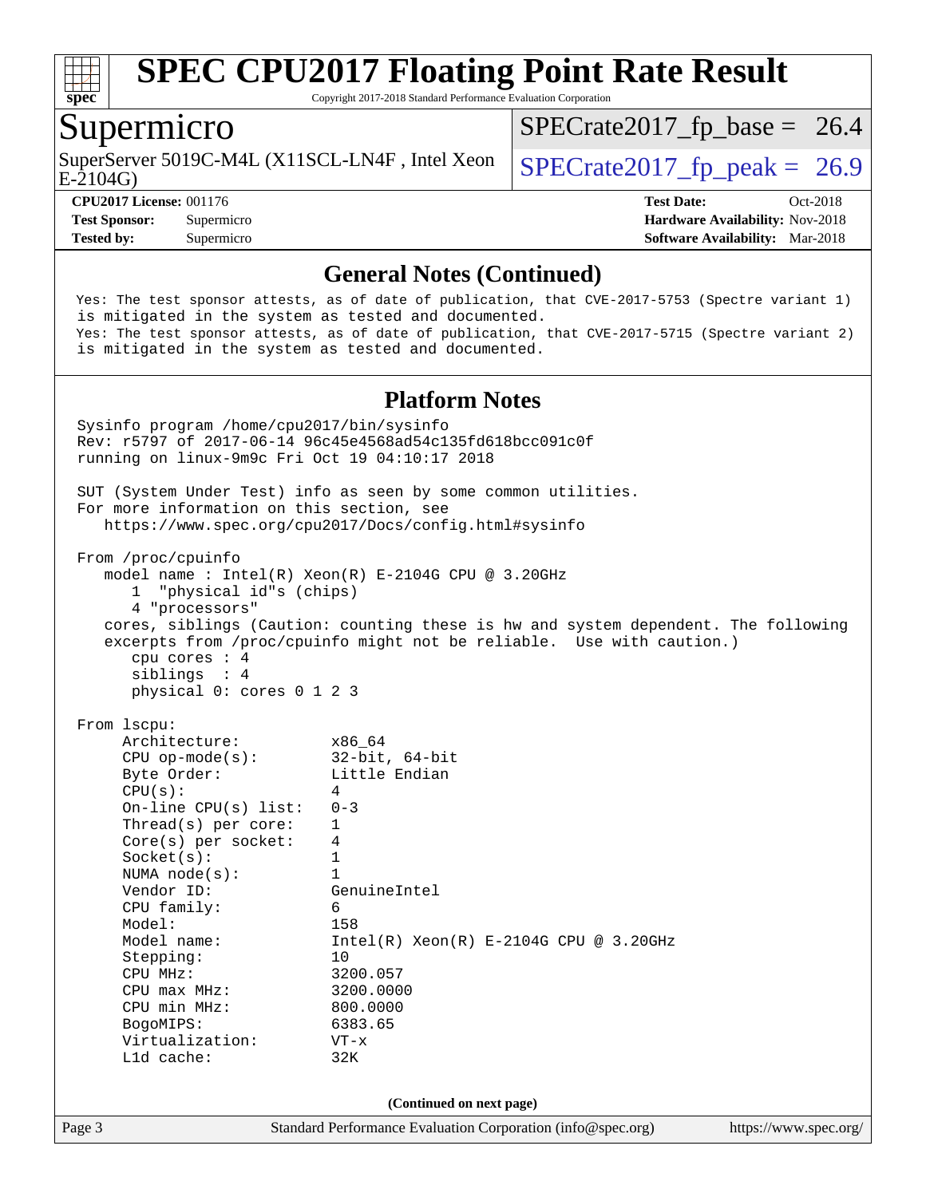## General Notes (Continued)

```
Yes: The test sponsor attests, as of date of publication, that CVE-2017-5753 (Spectre variant 1)
is mitigated in the system as tested and documented.
Yes: The test sponsor attests, as of date of publication, that CVE-2017-5715 (Spectre variant 2)
is mitigated in the system as tested and documented.
```

## Platform Notes

```
Sysinfo program /home/cpu2017/bin/sysinfo
Rev: r5797 of 2017-06-14 96c45e4568ad54c135fd618bcc091c0f
running on linux-9m9c Fri Oct 19 04:10:17 2018

SUT (System Under Test) info as seen by some common utilities.
For more information on this section, see
   https://www.spec.org/cpu2017/Docs/config.html#sysinfo

From /proc/cpuinfo
   model name : Intel(R) Xeon(R) E-2104G CPU @ 3.20GHz
      1  "physical id"s (chips)
      4 "processors"
   cores, siblings (Caution: counting these is hw and system dependent. The following
   excerpts from /proc/cpuinfo might not be reliable.  Use with caution.)
      cpu cores : 4
      siblings  : 4
      physical 0: cores 0 1 2 3

From lscpu:
     Architecture:          x86_64
     CPU op-mode(s):        32-bit, 64-bit
     Byte Order:            Little Endian
     CPU(s):                4
     On-line CPU(s) list:   0-3
     Thread(s) per core:    1
     Core(s) per socket:    4
     Socket(s):             1
     NUMA node(s):          1
     Vendor ID:             GenuineIntel
     CPU family:            6
     Model:                 158
     Model name:            Intel(R) Xeon(R) E-2104G CPU @ 3.20GHz
     Stepping:              10
     CPU MHz:               3200.057
     CPU max MHz:           3200.0000
     CPU min MHz:           800.0000
     BogoMIPS:              6383.65
     Virtualization:        VT-x
     L1d cache:             32K
```

(Continued on next page)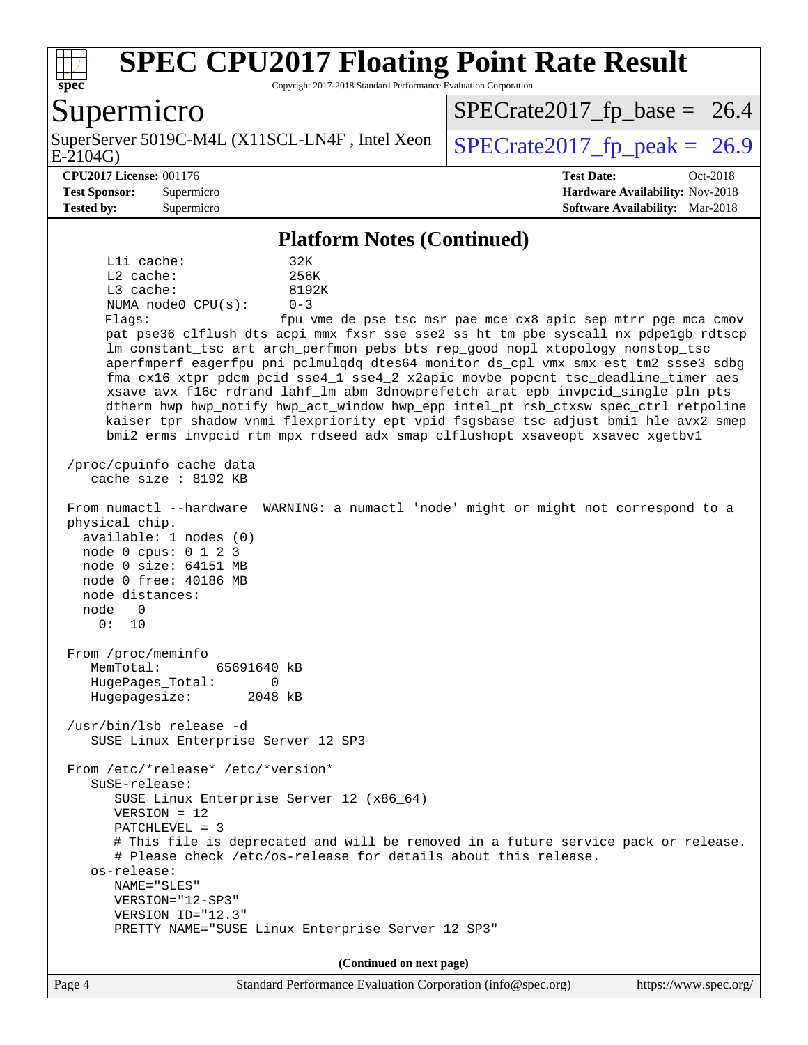## Platform Notes (Continued)

```
      L1i cache:             32K
      L2 cache:              256K
      L3 cache:              8192K
      NUMA node0 CPU(s):     0-3
      Flags:                 fpu vme de pse tsc msr pae mce cx8 apic sep mtrr pge mca cmov
      pat pse36 clflush dts acpi mmx fxsr sse sse2 ss ht tm pbe syscall nx pdpe1gb rdtscp
      lm constant_tsc art arch_perfmon pebs bts rep_good nopl xtopology nonstop_tsc
      aperfmperf eagerfpu pni pclmulqdq dtes64 monitor ds_cpl vmx smx est tm2 ssse3 sdbg
      fma cx16 xtpr pdcm pcid sse4_1 sse4_2 x2apic movbe popcnt tsc_deadline_timer aes
      xsave avx f16c rdrand lahf_lm abm 3dnowprefetch arat epb invpcid_single pln pts
      dtherm hwp hwp_notify hwp_act_window hwp_epp intel_pt rsb_ctxsw spec_ctrl retpoline
      kaiser tpr_shadow vnmi flexpriority ept vpid fsgsbase tsc_adjust bmi1 hle avx2 smep
      bmi2 erms invpcid rtm mpx rdseed adx smap clflushopt xsaveopt xsavec xgetbv1

 /proc/cpuinfo cache data
    cache size : 8192 KB

 From numactl --hardware  WARNING: a numactl 'node' might or might not correspond to a
 physical chip.
   available: 1 nodes (0)
   node 0 cpus: 0 1 2 3
   node 0 size: 64151 MB
   node 0 free: 40186 MB
   node distances:
   node   0
     0:  10

 From /proc/meminfo
    MemTotal:       65691640 kB
    HugePages_Total:       0
    Hugepagesize:       2048 kB

 /usr/bin/lsb_release -d
    SUSE Linux Enterprise Server 12 SP3

 From /etc/*release* /etc/*version*
    SuSE-release:
       SUSE Linux Enterprise Server 12 (x86_64)
       VERSION = 12
       PATCHLEVEL = 3
       # This file is deprecated and will be removed in a future service pack or release.
       # Please check /etc/os-release for details about this release.
    os-release:
       NAME="SLES"
       VERSION="12-SP3"
       VERSION_ID="12.3"
       PRETTY_NAME="SUSE Linux Enterprise Server 12 SP3"
```

(Continued on next page)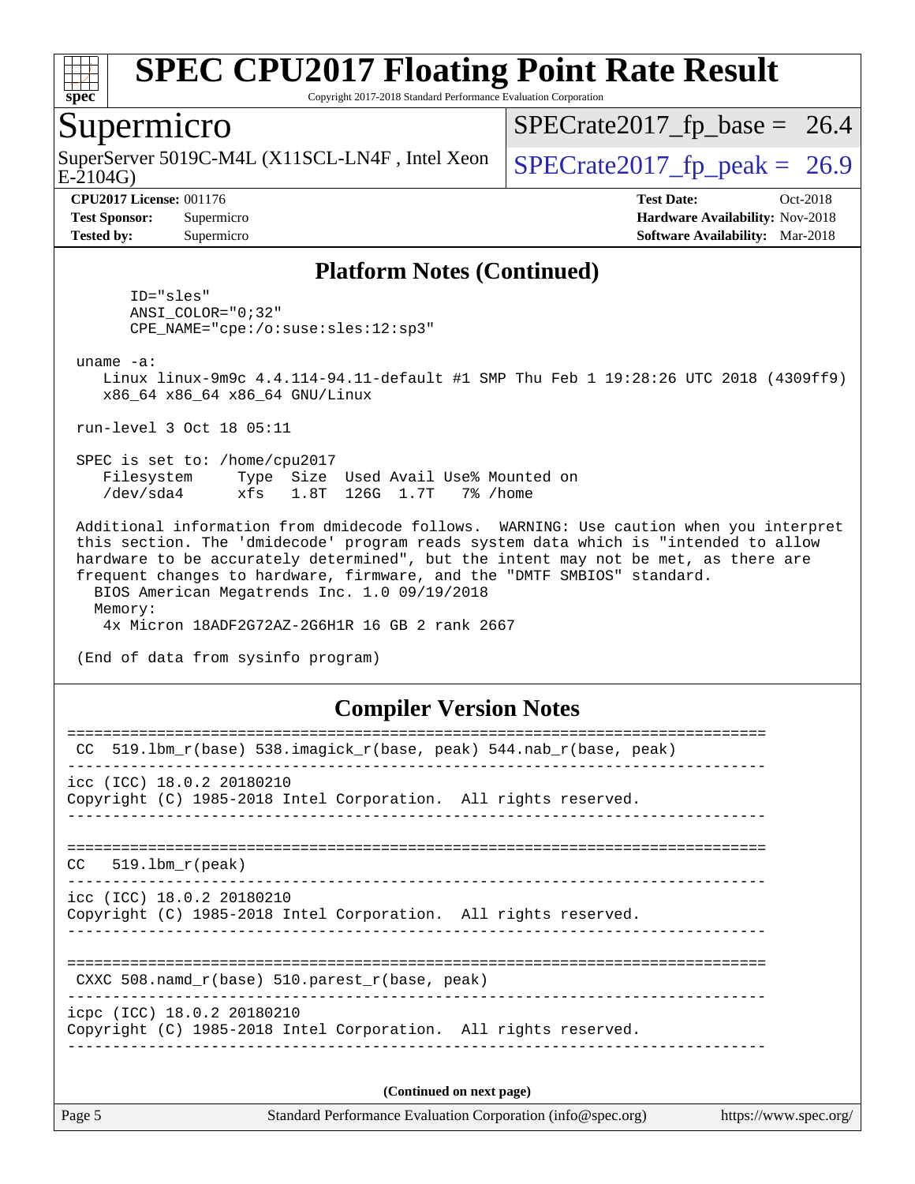# SPEC CPU2017 Floating Point Rate Result

Copyright 2017-2018 Standard Performance Evaluation Corporation

## Supermicro

SuperServer 5019C-M4L (X11SCL-LN4F , Intel Xeon E-2104G)

SPECrate2017_fp_base = 26.4

SPECrate2017_fp_peak = 26.9

**CPU2017 License:** 001176
**Test Sponsor:** Supermicro
**Tested by:** Supermicro

**Test Date:** Oct-2018
**Hardware Availability:** Nov-2018
**Software Availability:** Mar-2018

### Platform Notes (Continued)

```
      ID="sles"
      ANSI_COLOR="0;32"
      CPE_NAME="cpe:/o:suse:sles:12:sp3"

 uname -a:
    Linux linux-9m9c 4.4.114-94.11-default #1 SMP Thu Feb 1 19:28:26 UTC 2018 (4309ff9)
    x86_64 x86_64 x86_64 GNU/Linux

 run-level 3 Oct 18 05:11

 SPEC is set to: /home/cpu2017
    Filesystem     Type  Size  Used Avail Use% Mounted on
    /dev/sda4      xfs   1.8T  126G  1.7T   7% /home

 Additional information from dmidecode follows.  WARNING: Use caution when you interpret
 this section. The 'dmidecode' program reads system data which is "intended to allow
 hardware to be accurately determined", but the intent may not be met, as there are
 frequent changes to hardware, firmware, and the "DMTF SMBIOS" standard.
   BIOS American Megatrends Inc. 1.0 09/19/2018
   Memory:
    4x Micron 18ADF2G72AZ-2G6H1R 16 GB 2 rank 2667

 (End of data from sysinfo program)
```

### Compiler Version Notes

```
==============================================================================
 CC  519.lbm_r(base) 538.imagick_r(base, peak) 544.nab_r(base, peak)
------------------------------------------------------------------------------
icc (ICC) 18.0.2 20180210
Copyright (C) 1985-2018 Intel Corporation.  All rights reserved.
------------------------------------------------------------------------------

==============================================================================
CC   519.lbm_r(peak)
------------------------------------------------------------------------------
icc (ICC) 18.0.2 20180210
Copyright (C) 1985-2018 Intel Corporation.  All rights reserved.
------------------------------------------------------------------------------

==============================================================================
 CXXC 508.namd_r(base) 510.parest_r(base, peak)
------------------------------------------------------------------------------
icpc (ICC) 18.0.2 20180210
Copyright (C) 1985-2018 Intel Corporation.  All rights reserved.
------------------------------------------------------------------------------
```

**(Continued on next page)**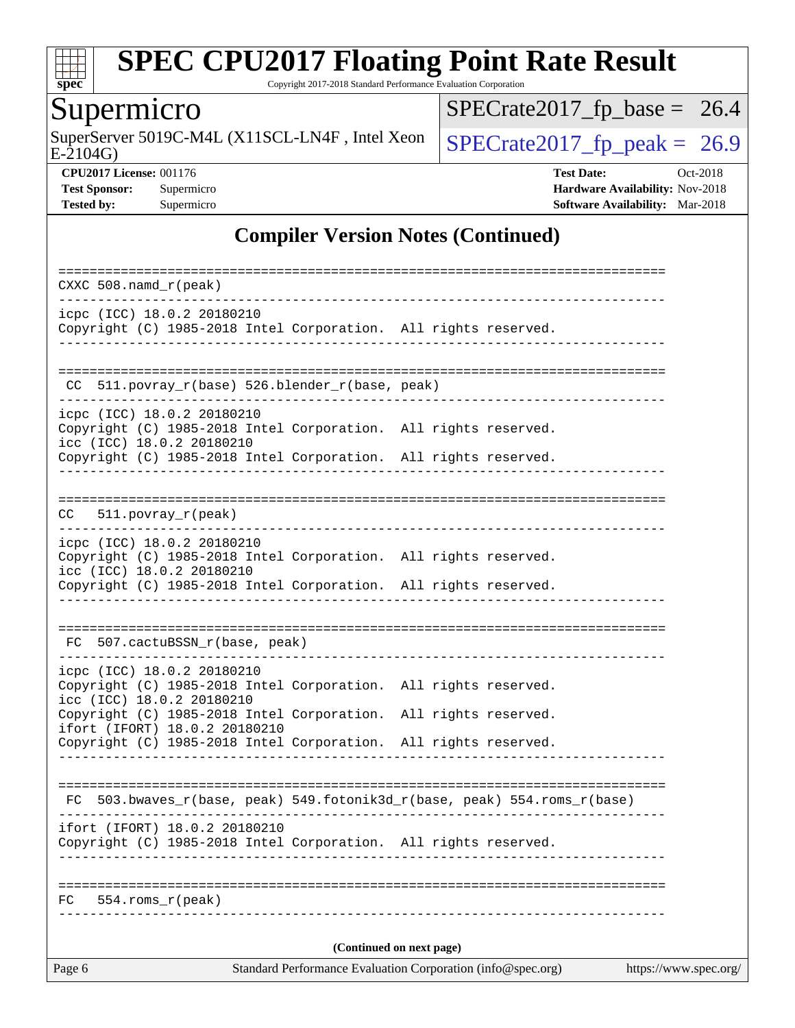## Compiler Version Notes (Continued)

```
==============================================================================
CXXC 508.namd_r(peak)
------------------------------------------------------------------------------
icpc (ICC) 18.0.2 20180210
Copyright (C) 1985-2018 Intel Corporation.  All rights reserved.
------------------------------------------------------------------------------

==============================================================================
 CC  511.povray_r(base) 526.blender_r(base, peak)
------------------------------------------------------------------------------
icpc (ICC) 18.0.2 20180210
Copyright (C) 1985-2018 Intel Corporation.  All rights reserved.
icc (ICC) 18.0.2 20180210
Copyright (C) 1985-2018 Intel Corporation.  All rights reserved.
------------------------------------------------------------------------------

==============================================================================
CC   511.povray_r(peak)
------------------------------------------------------------------------------
icpc (ICC) 18.0.2 20180210
Copyright (C) 1985-2018 Intel Corporation.  All rights reserved.
icc (ICC) 18.0.2 20180210
Copyright (C) 1985-2018 Intel Corporation.  All rights reserved.
------------------------------------------------------------------------------

==============================================================================
 FC  507.cactuBSSN_r(base, peak)
------------------------------------------------------------------------------
icpc (ICC) 18.0.2 20180210
Copyright (C) 1985-2018 Intel Corporation.  All rights reserved.
icc (ICC) 18.0.2 20180210
Copyright (C) 1985-2018 Intel Corporation.  All rights reserved.
ifort (IFORT) 18.0.2 20180210
Copyright (C) 1985-2018 Intel Corporation.  All rights reserved.
------------------------------------------------------------------------------

==============================================================================
 FC  503.bwaves_r(base, peak) 549.fotonik3d_r(base, peak) 554.roms_r(base)
------------------------------------------------------------------------------
ifort (IFORT) 18.0.2 20180210
Copyright (C) 1985-2018 Intel Corporation.  All rights reserved.
------------------------------------------------------------------------------

==============================================================================
FC   554.roms_r(peak)
------------------------------------------------------------------------------
```

**(Continued on next page)**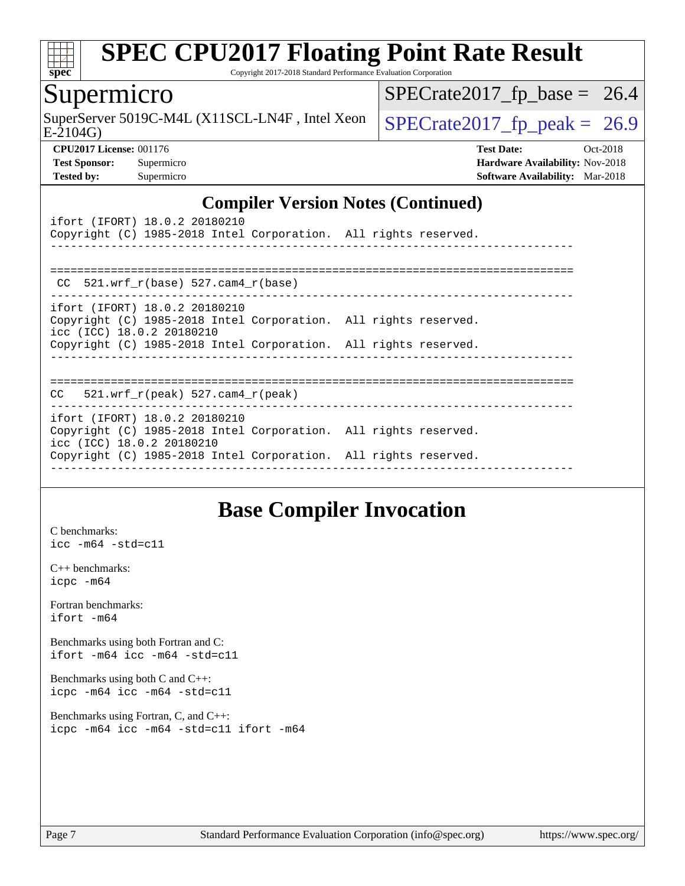## Compiler Version Notes (Continued)

```
ifort (IFORT) 18.0.2 20180210
Copyright (C) 1985-2018 Intel Corporation.  All rights reserved.
------------------------------------------------------------------------------

==============================================================================
 CC  521.wrf_r(base) 527.cam4_r(base)
------------------------------------------------------------------------------
ifort (IFORT) 18.0.2 20180210
Copyright (C) 1985-2018 Intel Corporation.  All rights reserved.
icc (ICC) 18.0.2 20180210
Copyright (C) 1985-2018 Intel Corporation.  All rights reserved.
------------------------------------------------------------------------------

==============================================================================
CC   521.wrf_r(peak) 527.cam4_r(peak)
------------------------------------------------------------------------------
ifort (IFORT) 18.0.2 20180210
Copyright (C) 1985-2018 Intel Corporation.  All rights reserved.
icc (ICC) 18.0.2 20180210
Copyright (C) 1985-2018 Intel Corporation.  All rights reserved.
------------------------------------------------------------------------------
```

## Base Compiler Invocation

C benchmarks:
`icc -m64 -std=c11`

C++ benchmarks:
`icpc -m64`

Fortran benchmarks:
`ifort -m64`

Benchmarks using both Fortran and C:
`ifort -m64 icc -m64 -std=c11`

Benchmarks using both C and C++:
`icpc -m64 icc -m64 -std=c11`

Benchmarks using Fortran, C, and C++:
`icpc -m64 icc -m64 -std=c11 ifort -m64`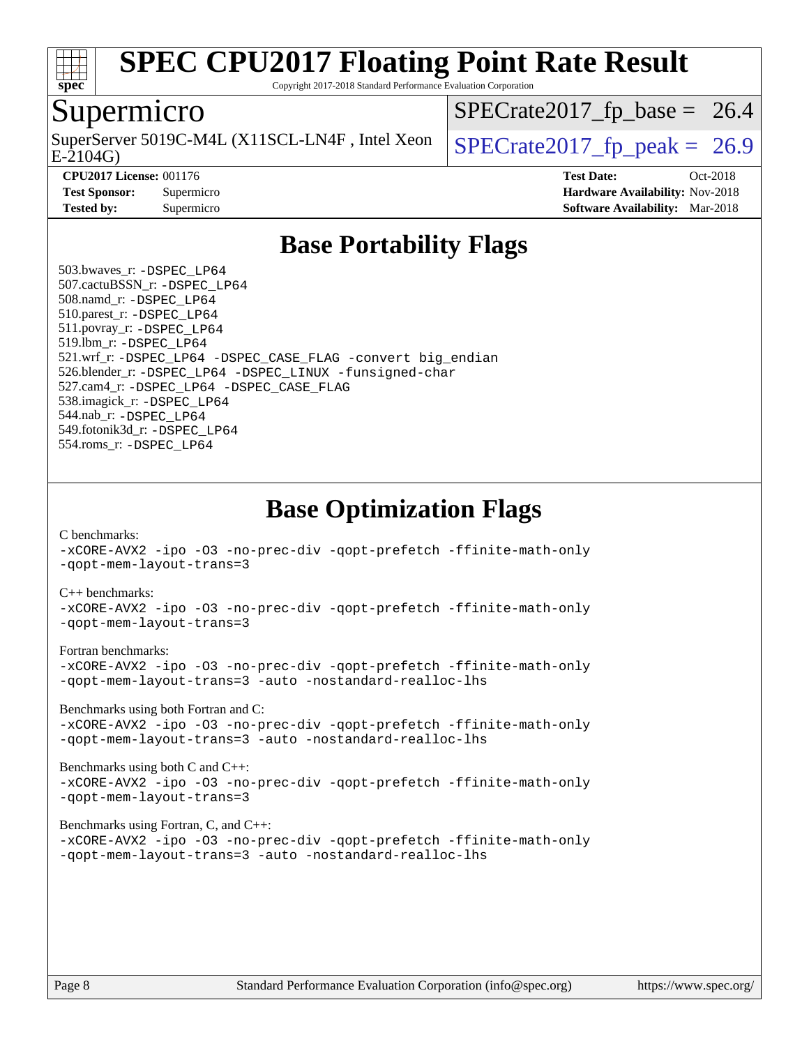# SPEC CPU2017 Floating Point Rate Result

Copyright 2017-2018 Standard Performance Evaluation Corporation

## Supermicro

SuperServer 5019C-M4L (X11SCL-LN4F , Intel Xeon E-2104G)

SPECrate2017_fp_base = 26.4

SPECrate2017_fp_peak = 26.9

**CPU2017 License:** 001176
**Test Sponsor:** Supermicro
**Tested by:** Supermicro

**Test Date:** Oct-2018
**Hardware Availability:** Nov-2018
**Software Availability:** Mar-2018

## Base Portability Flags

503.bwaves_r: -DSPEC_LP64
507.cactuBSSN_r: -DSPEC_LP64
508.namd_r: -DSPEC_LP64
510.parest_r: -DSPEC_LP64
511.povray_r: -DSPEC_LP64
519.lbm_r: -DSPEC_LP64
521.wrf_r: -DSPEC_LP64 -DSPEC_CASE_FLAG -convert big_endian
526.blender_r: -DSPEC_LP64 -DSPEC_LINUX -funsigned-char
527.cam4_r: -DSPEC_LP64 -DSPEC_CASE_FLAG
538.imagick_r: -DSPEC_LP64
544.nab_r: -DSPEC_LP64
549.fotonik3d_r: -DSPEC_LP64
554.roms_r: -DSPEC_LP64

## Base Optimization Flags

C benchmarks:
-xCORE-AVX2 -ipo -O3 -no-prec-div -qopt-prefetch -ffinite-math-only
-qopt-mem-layout-trans=3

C++ benchmarks:
-xCORE-AVX2 -ipo -O3 -no-prec-div -qopt-prefetch -ffinite-math-only
-qopt-mem-layout-trans=3

Fortran benchmarks:
-xCORE-AVX2 -ipo -O3 -no-prec-div -qopt-prefetch -ffinite-math-only
-qopt-mem-layout-trans=3 -auto -nostandard-realloc-lhs

Benchmarks using both Fortran and C:
-xCORE-AVX2 -ipo -O3 -no-prec-div -qopt-prefetch -ffinite-math-only
-qopt-mem-layout-trans=3 -auto -nostandard-realloc-lhs

Benchmarks using both C and C++:
-xCORE-AVX2 -ipo -O3 -no-prec-div -qopt-prefetch -ffinite-math-only
-qopt-mem-layout-trans=3

Benchmarks using Fortran, C, and C++:
-xCORE-AVX2 -ipo -O3 -no-prec-div -qopt-prefetch -ffinite-math-only
-qopt-mem-layout-trans=3 -auto -nostandard-realloc-lhs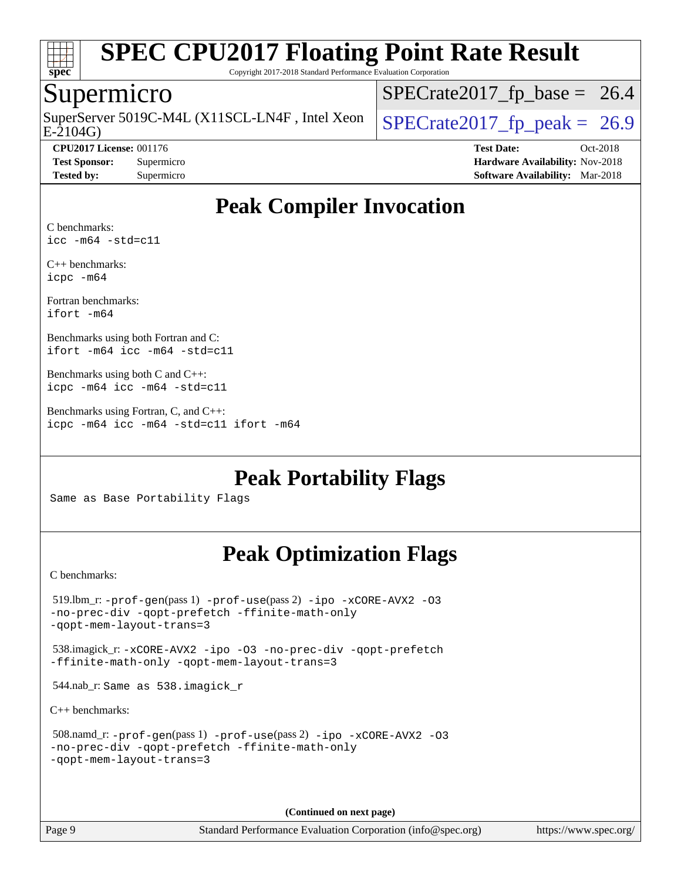# SPEC CPU2017 Floating Point Rate Result

Copyright 2017-2018 Standard Performance Evaluation Corporation

## Supermicro

SuperServer 5019C-M4L (X11SCL-LN4F , Intel Xeon E-2104G)

SPECrate2017_fp_base = 26.4

SPECrate2017_fp_peak = 26.9

**CPU2017 License:** 001176
**Test Sponsor:** Supermicro
**Tested by:** Supermicro

**Test Date:** Oct-2018
**Hardware Availability:** Nov-2018
**Software Availability:** Mar-2018

## Peak Compiler Invocation

C benchmarks:
`icc -m64 -std=c11`

C++ benchmarks:
`icpc -m64`

Fortran benchmarks:
`ifort -m64`

Benchmarks using both Fortran and C:
`ifort -m64 icc -m64 -std=c11`

Benchmarks using both C and C++:
`icpc -m64 icc -m64 -std=c11`

Benchmarks using Fortran, C, and C++:
`icpc -m64 icc -m64 -std=c11 ifort -m64`

## Peak Portability Flags

Same as Base Portability Flags

## Peak Optimization Flags

C benchmarks:

519.lbm_r: `-prof-gen`(pass 1) `-prof-use`(pass 2) `-ipo -xCORE-AVX2 -O3 -no-prec-div -qopt-prefetch -ffinite-math-only -qopt-mem-layout-trans=3`

538.imagick_r: `-xCORE-AVX2 -ipo -O3 -no-prec-div -qopt-prefetch -ffinite-math-only -qopt-mem-layout-trans=3`

544.nab_r: Same as 538.imagick_r

C++ benchmarks:

508.namd_r: `-prof-gen`(pass 1) `-prof-use`(pass 2) `-ipo -xCORE-AVX2 -O3 -no-prec-div -qopt-prefetch -ffinite-math-only -qopt-mem-layout-trans=3`

**(Continued on next page)**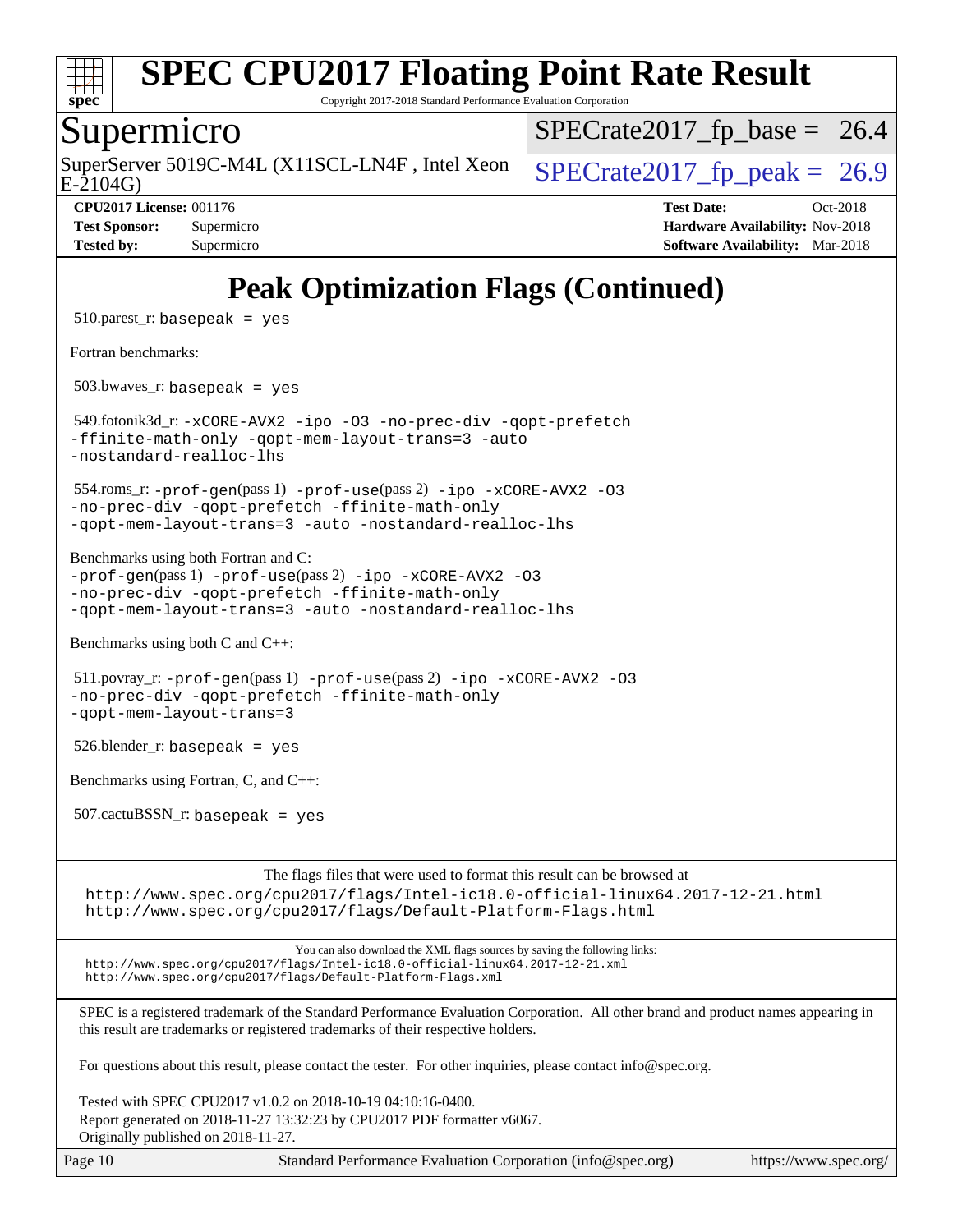# Peak Optimization Flags (Continued)

510.parest_r: basepeak = yes

Fortran benchmarks:

503.bwaves_r: basepeak = yes

549.fotonik3d_r: -xCORE-AVX2 -ipo -O3 -no-prec-div -qopt-prefetch -ffinite-math-only -qopt-mem-layout-trans=3 -auto -nostandard-realloc-lhs

554.roms_r: -prof-gen(pass 1) -prof-use(pass 2) -ipo -xCORE-AVX2 -O3 -no-prec-div -qopt-prefetch -ffinite-math-only -qopt-mem-layout-trans=3 -auto -nostandard-realloc-lhs

Benchmarks using both Fortran and C:
-prof-gen(pass 1) -prof-use(pass 2) -ipo -xCORE-AVX2 -O3 -no-prec-div -qopt-prefetch -ffinite-math-only -qopt-mem-layout-trans=3 -auto -nostandard-realloc-lhs

Benchmarks using both C and C++:

511.povray_r: -prof-gen(pass 1) -prof-use(pass 2) -ipo -xCORE-AVX2 -O3 -no-prec-div -qopt-prefetch -ffinite-math-only -qopt-mem-layout-trans=3

526.blender_r: basepeak = yes

Benchmarks using Fortran, C, and C++:

507.cactuBSSN_r: basepeak = yes

The flags files that were used to format this result can be browsed at
http://www.spec.org/cpu2017/flags/Intel-ic18.0-official-linux64.2017-12-21.html
http://www.spec.org/cpu2017/flags/Default-Platform-Flags.html

You can also download the XML flags sources by saving the following links:
http://www.spec.org/cpu2017/flags/Intel-ic18.0-official-linux64.2017-12-21.xml
http://www.spec.org/cpu2017/flags/Default-Platform-Flags.xml

SPEC is a registered trademark of the Standard Performance Evaluation Corporation. All other brand and product names appearing in this result are trademarks or registered trademarks of their respective holders.

For questions about this result, please contact the tester. For other inquiries, please contact info@spec.org.

Tested with SPEC CPU2017 v1.0.2 on 2018-10-19 04:10:16-0400.
Report generated on 2018-11-27 13:32:23 by CPU2017 PDF formatter v6067.
Originally published on 2018-11-27.